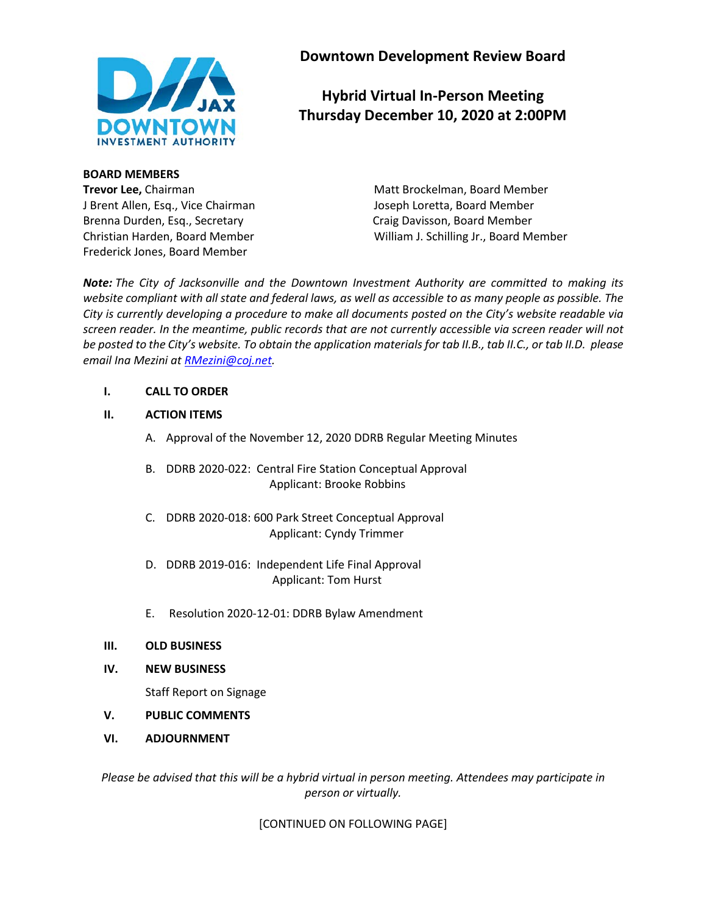# Downtown Development Review Board

## Hybrid Virtual In-Person Meeting
## Thursday December 10, 2020 at 2:00PM

**BOARD MEMBERS**

**Trevor Lee,** Chairman
J Brent Allen, Esq., Vice Chairman
Brenna Durden, Esq., Secretary
Christian Harden, Board Member
Frederick Jones, Board Member
Matt Brockelman, Board Member
Joseph Loretta, Board Member
Craig Davisson, Board Member
William J. Schilling Jr., Board Member

***Note:*** *The City of Jacksonville and the Downtown Investment Authority are committed to making its website compliant with all state and federal laws, as well as accessible to as many people as possible. The City is currently developing a procedure to make all documents posted on the City's website readable via screen reader. In the meantime, public records that are not currently accessible via screen reader will not be posted to the City's website. To obtain the application materials for tab II.B., tab II.C., or tab II.D. please email Ina Mezini at [RMezini@coj.net](mailto:RMezini@coj.net).*

**I. CALL TO ORDER**

**II. ACTION ITEMS**

A. Approval of the November 12, 2020 DDRB Regular Meeting Minutes

B. DDRB 2020-022: Central Fire Station Conceptual Approval
Applicant: Brooke Robbins

C. DDRB 2020-018: 600 Park Street Conceptual Approval
Applicant: Cyndy Trimmer

D. DDRB 2019-016: Independent Life Final Approval
Applicant: Tom Hurst

E. Resolution 2020-12-01: DDRB Bylaw Amendment

**III. OLD BUSINESS**

**IV. NEW BUSINESS**

Staff Report on Signage

**V. PUBLIC COMMENTS**

**VI. ADJOURNMENT**

*Please be advised that this will be a hybrid virtual in person meeting. Attendees may participate in person or virtually.*

[CONTINUED ON FOLLOWING PAGE]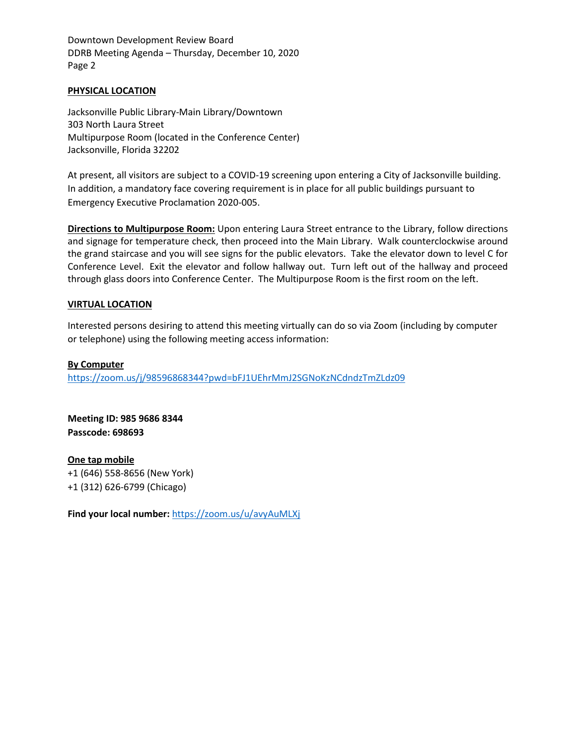**PHYSICAL LOCATION**

Jacksonville Public Library-Main Library/Downtown
303 North Laura Street
Multipurpose Room (located in the Conference Center)
Jacksonville, Florida 32202

At present, all visitors are subject to a COVID-19 screening upon entering a City of Jacksonville building. In addition, a mandatory face covering requirement is in place for all public buildings pursuant to Emergency Executive Proclamation 2020-005.

**Directions to Multipurpose Room:** Upon entering Laura Street entrance to the Library, follow directions and signage for temperature check, then proceed into the Main Library. Walk counterclockwise around the grand staircase and you will see signs for the public elevators. Take the elevator down to level C for Conference Level. Exit the elevator and follow hallway out. Turn left out of the hallway and proceed through glass doors into Conference Center. The Multipurpose Room is the first room on the left.

**VIRTUAL LOCATION**

Interested persons desiring to attend this meeting virtually can do so via Zoom (including by computer or telephone) using the following meeting access information:

**By Computer**
https://zoom.us/j/98596868344?pwd=bFJ1UEhrMmJ2SGNoKzNCdndzTmZLdz09

**Meeting ID: 985 9686 8344**
**Passcode: 698693**

**One tap mobile**
+1 (646) 558-8656 (New York)
+1 (312) 626-6799 (Chicago)

**Find your local number:** https://zoom.us/u/avyAuMLXj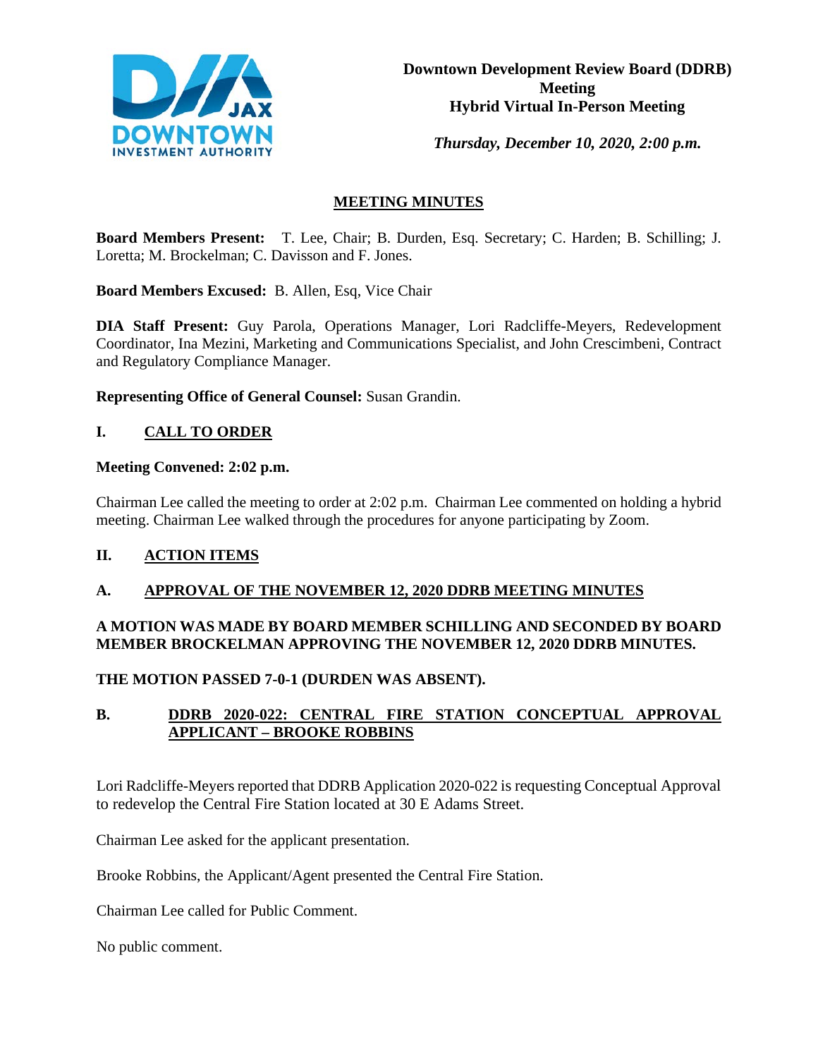**Downtown Development Review Board (DDRB) Meeting**
**Hybrid Virtual In-Person Meeting**

*Thursday, December 10, 2020, 2:00 p.m.*

## MEETING MINUTES

**Board Members Present:** T. Lee, Chair; B. Durden, Esq. Secretary; C. Harden; B. Schilling; J. Loretta; M. Brockelman; C. Davisson and F. Jones.

**Board Members Excused:** B. Allen, Esq, Vice Chair

**DIA Staff Present:** Guy Parola, Operations Manager, Lori Radcliffe-Meyers, Redevelopment Coordinator, Ina Mezini, Marketing and Communications Specialist, and John Crescimbeni, Contract and Regulatory Compliance Manager.

**Representing Office of General Counsel:** Susan Grandin.

## I. CALL TO ORDER

**Meeting Convened: 2:02 p.m.**

Chairman Lee called the meeting to order at 2:02 p.m. Chairman Lee commented on holding a hybrid meeting. Chairman Lee walked through the procedures for anyone participating by Zoom.

## II. ACTION ITEMS

### A. APPROVAL OF THE NOVEMBER 12, 2020 DDRB MEETING MINUTES

**A MOTION WAS MADE BY BOARD MEMBER SCHILLING AND SECONDED BY BOARD MEMBER BROCKELMAN APPROVING THE NOVEMBER 12, 2020 DDRB MINUTES.**

**THE MOTION PASSED 7-0-1 (DURDEN WAS ABSENT).**

### B. DDRB 2020-022: CENTRAL FIRE STATION CONCEPTUAL APPROVAL APPLICANT – BROOKE ROBBINS

Lori Radcliffe-Meyers reported that DDRB Application 2020-022 is requesting Conceptual Approval to redevelop the Central Fire Station located at 30 E Adams Street.

Chairman Lee asked for the applicant presentation.

Brooke Robbins, the Applicant/Agent presented the Central Fire Station.

Chairman Lee called for Public Comment.

No public comment.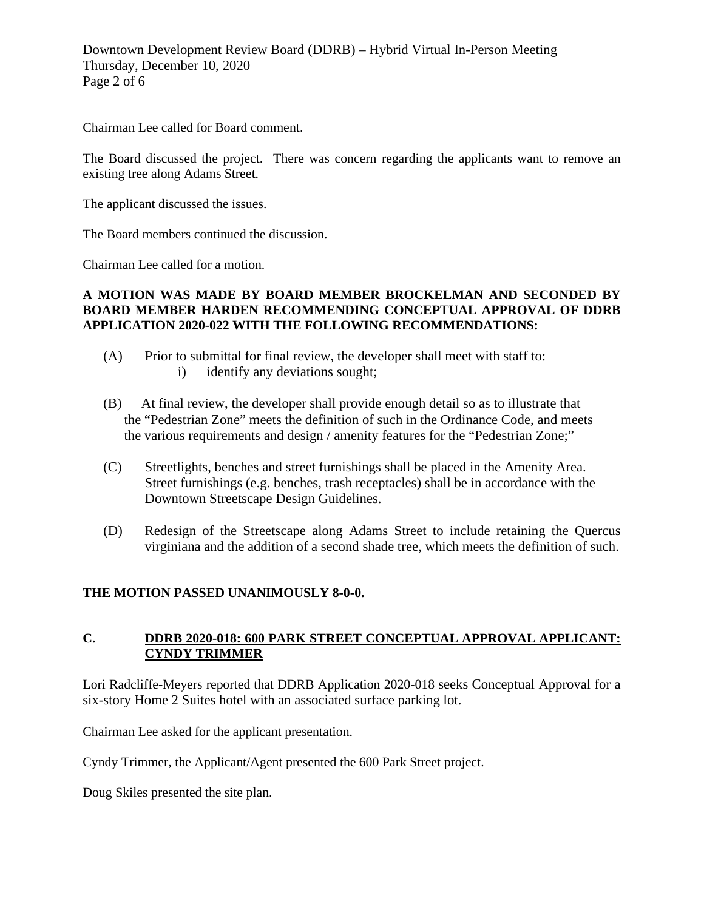Chairman Lee called for Board comment.

The Board discussed the project. There was concern regarding the applicants want to remove an existing tree along Adams Street.

The applicant discussed the issues.

The Board members continued the discussion.

Chairman Lee called for a motion.

**A MOTION WAS MADE BY BOARD MEMBER BROCKELMAN AND SECONDED BY BOARD MEMBER HARDEN RECOMMENDING CONCEPTUAL APPROVAL OF DDRB APPLICATION 2020-022 WITH THE FOLLOWING RECOMMENDATIONS:**

(A) Prior to submittal for final review, the developer shall meet with staff to:
  i) identify any deviations sought;

(B) At final review, the developer shall provide enough detail so as to illustrate that the "Pedestrian Zone" meets the definition of such in the Ordinance Code, and meets the various requirements and design / amenity features for the "Pedestrian Zone;"

(C) Streetlights, benches and street furnishings shall be placed in the Amenity Area. Street furnishings (e.g. benches, trash receptacles) shall be in accordance with the Downtown Streetscape Design Guidelines.

(D) Redesign of the Streetscape along Adams Street to include retaining the Quercus virginiana and the addition of a second shade tree, which meets the definition of such.

**THE MOTION PASSED UNANIMOUSLY 8-0-0.**

## C. DDRB 2020-018: 600 PARK STREET CONCEPTUAL APPROVAL APPLICANT: CYNDY TRIMMER

Lori Radcliffe-Meyers reported that DDRB Application 2020-018 seeks Conceptual Approval for a six-story Home 2 Suites hotel with an associated surface parking lot.

Chairman Lee asked for the applicant presentation.

Cyndy Trimmer, the Applicant/Agent presented the 600 Park Street project.

Doug Skiles presented the site plan.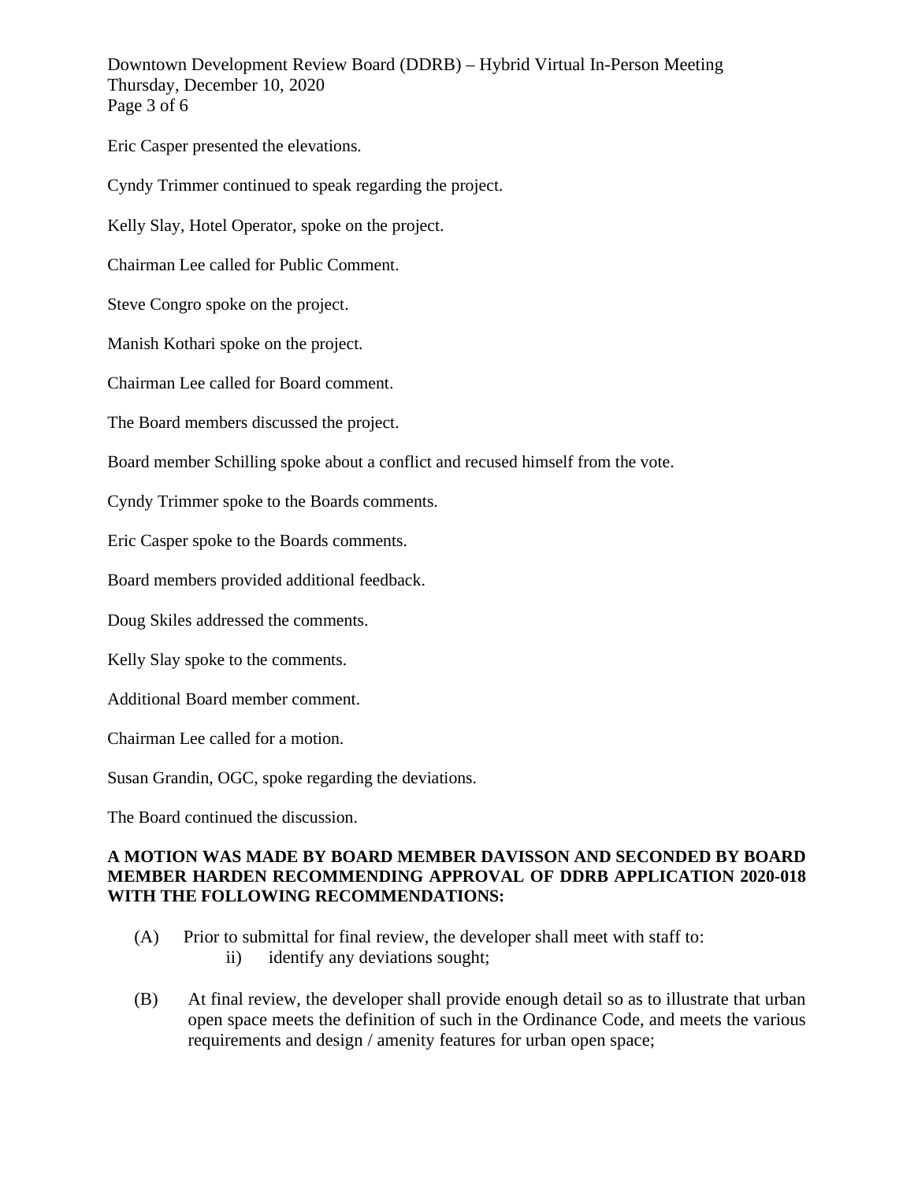Eric Casper presented the elevations.

Cyndy Trimmer continued to speak regarding the project.

Kelly Slay, Hotel Operator, spoke on the project.

Chairman Lee called for Public Comment.

Steve Congro spoke on the project.

Manish Kothari spoke on the project.

Chairman Lee called for Board comment.

The Board members discussed the project.

Board member Schilling spoke about a conflict and recused himself from the vote.

Cyndy Trimmer spoke to the Boards comments.

Eric Casper spoke to the Boards comments.

Board members provided additional feedback.

Doug Skiles addressed the comments.

Kelly Slay spoke to the comments.

Additional Board member comment.

Chairman Lee called for a motion.

Susan Grandin, OGC, spoke regarding the deviations.

The Board continued the discussion.

**A MOTION WAS MADE BY BOARD MEMBER DAVISSON AND SECONDED BY BOARD MEMBER HARDEN RECOMMENDING APPROVAL OF DDRB APPLICATION 2020-018 WITH THE FOLLOWING RECOMMENDATIONS:**

(A) Prior to submittal for final review, the developer shall meet with staff to:

  ii) identify any deviations sought;

(B) At final review, the developer shall provide enough detail so as to illustrate that urban open space meets the definition of such in the Ordinance Code, and meets the various requirements and design / amenity features for urban open space;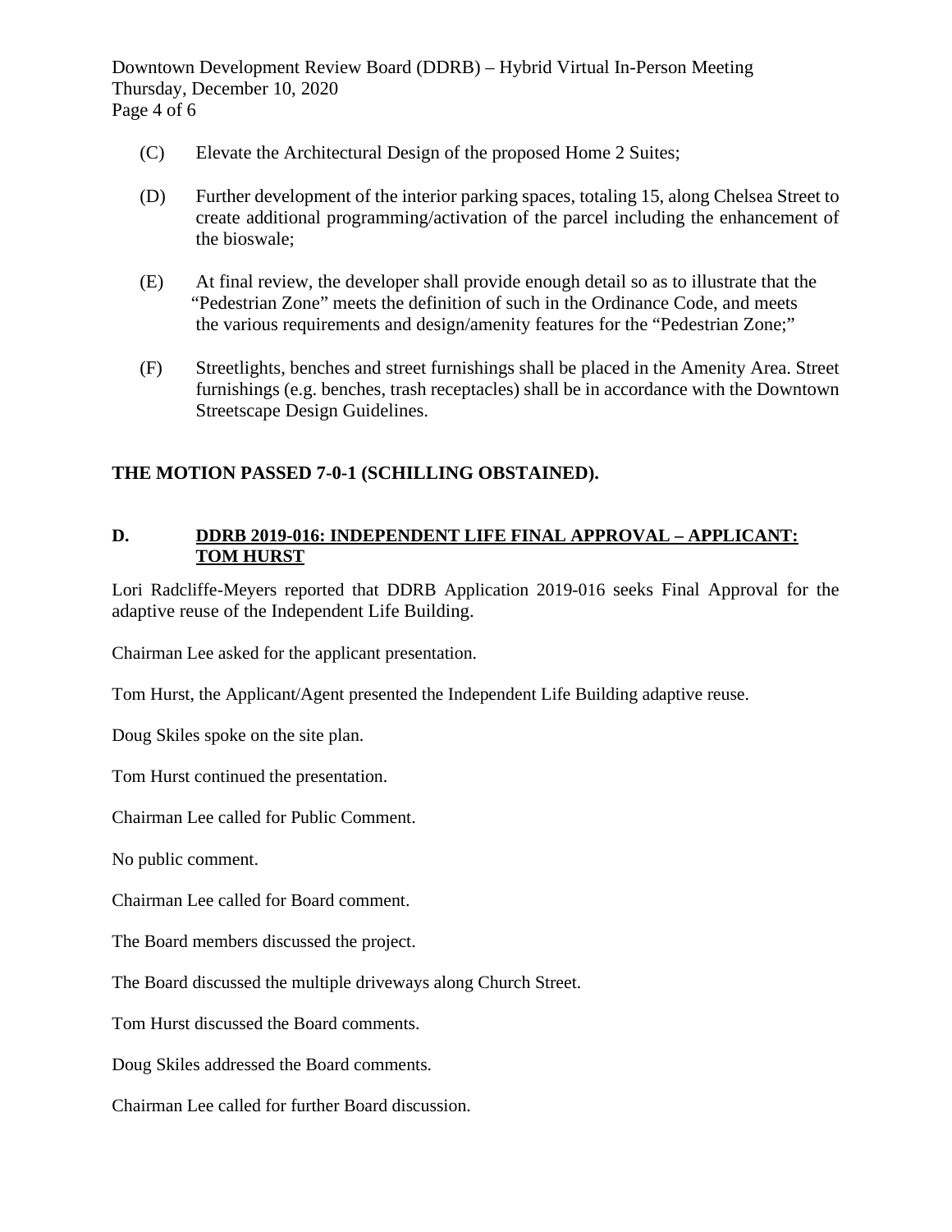(C) Elevate the Architectural Design of the proposed Home 2 Suites;

(D) Further development of the interior parking spaces, totaling 15, along Chelsea Street to create additional programming/activation of the parcel including the enhancement of the bioswale;

(E) At final review, the developer shall provide enough detail so as to illustrate that the "Pedestrian Zone" meets the definition of such in the Ordinance Code, and meets the various requirements and design/amenity features for the "Pedestrian Zone;"

(F) Streetlights, benches and street furnishings shall be placed in the Amenity Area. Street furnishings (e.g. benches, trash receptacles) shall be in accordance with the Downtown Streetscape Design Guidelines.

**THE MOTION PASSED 7-0-1 (SCHILLING OBSTAINED).**

### D. DDRB 2019-016: INDEPENDENT LIFE FINAL APPROVAL – APPLICANT: TOM HURST

Lori Radcliffe-Meyers reported that DDRB Application 2019-016 seeks Final Approval for the adaptive reuse of the Independent Life Building.

Chairman Lee asked for the applicant presentation.

Tom Hurst, the Applicant/Agent presented the Independent Life Building adaptive reuse.

Doug Skiles spoke on the site plan.

Tom Hurst continued the presentation.

Chairman Lee called for Public Comment.

No public comment.

Chairman Lee called for Board comment.

The Board members discussed the project.

The Board discussed the multiple driveways along Church Street.

Tom Hurst discussed the Board comments.

Doug Skiles addressed the Board comments.

Chairman Lee called for further Board discussion.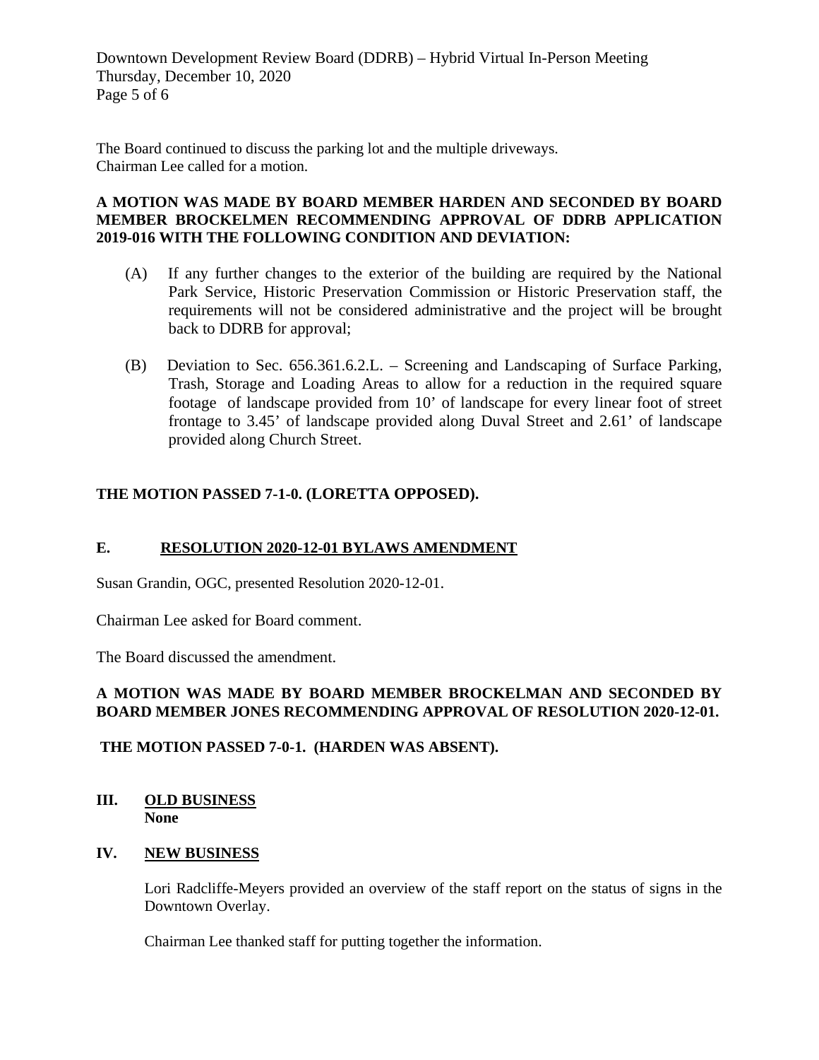The Board continued to discuss the parking lot and the multiple driveways.
Chairman Lee called for a motion.

**A MOTION WAS MADE BY BOARD MEMBER HARDEN AND SECONDED BY BOARD MEMBER BROCKELMEN RECOMMENDING APPROVAL OF DDRB APPLICATION 2019-016 WITH THE FOLLOWING CONDITION AND DEVIATION:**

(A) If any further changes to the exterior of the building are required by the National Park Service, Historic Preservation Commission or Historic Preservation staff, the requirements will not be considered administrative and the project will be brought back to DDRB for approval;

(B) Deviation to Sec. 656.361.6.2.L. – Screening and Landscaping of Surface Parking, Trash, Storage and Loading Areas to allow for a reduction in the required square footage of landscape provided from 10' of landscape for every linear foot of street frontage to 3.45' of landscape provided along Duval Street and 2.61' of landscape provided along Church Street.

**THE MOTION PASSED 7-1-0. (LORETTA OPPOSED).**

**E. <u>RESOLUTION 2020-12-01 BYLAWS AMENDMENT</u>**

Susan Grandin, OGC, presented Resolution 2020-12-01.

Chairman Lee asked for Board comment.

The Board discussed the amendment.

**A MOTION WAS MADE BY BOARD MEMBER BROCKELMAN AND SECONDED BY BOARD MEMBER JONES RECOMMENDING APPROVAL OF RESOLUTION 2020-12-01.**

**THE MOTION PASSED 7-0-1. (HARDEN WAS ABSENT).**

## III. <u>OLD BUSINESS</u>

**None**

## IV. <u>NEW BUSINESS</u>

Lori Radcliffe-Meyers provided an overview of the staff report on the status of signs in the Downtown Overlay.

Chairman Lee thanked staff for putting together the information.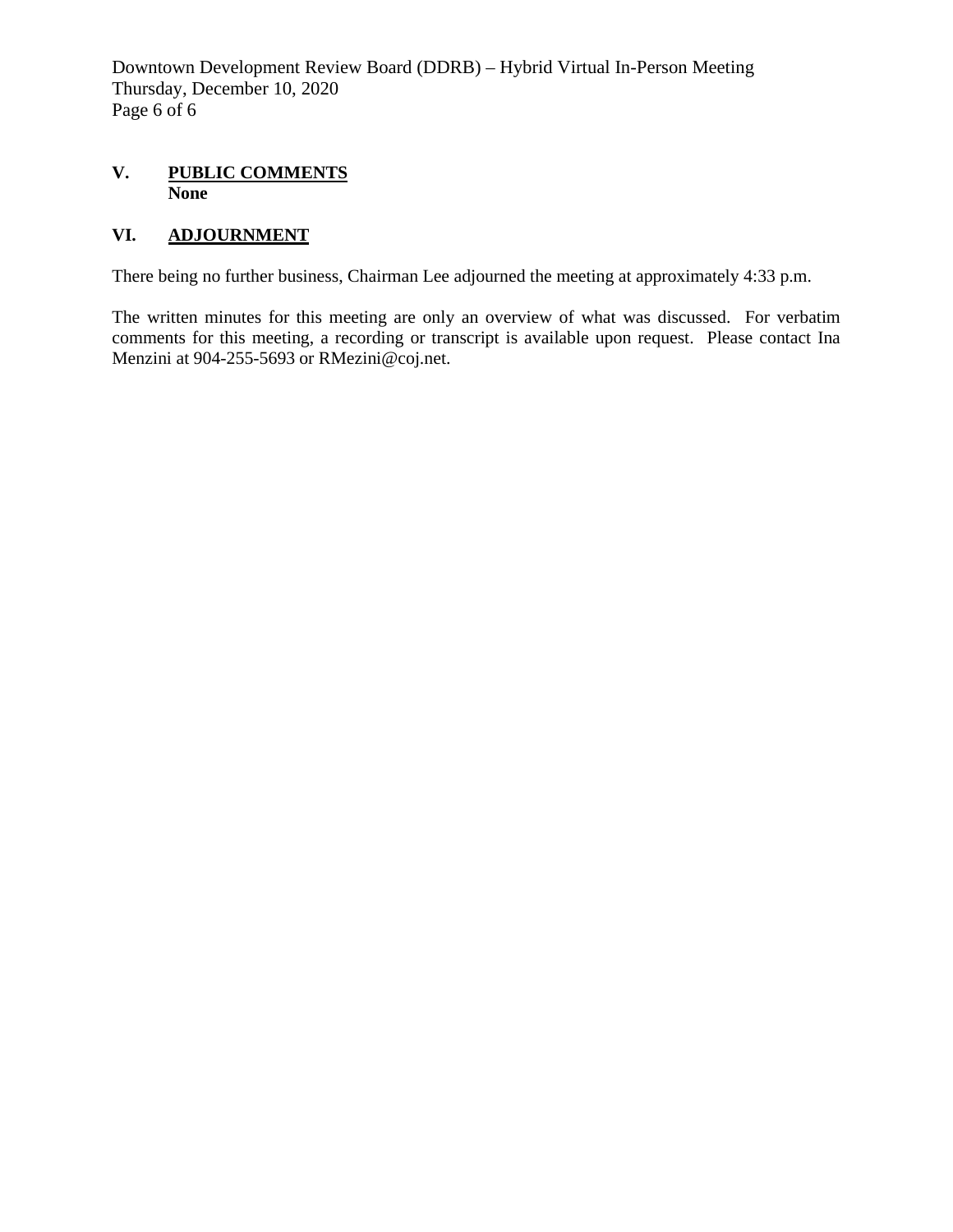## V. PUBLIC COMMENTS

**None**

## VI. ADJOURNMENT

There being no further business, Chairman Lee adjourned the meeting at approximately 4:33 p.m.

The written minutes for this meeting are only an overview of what was discussed. For verbatim comments for this meeting, a recording or transcript is available upon request. Please contact Ina Menzini at 904-255-5693 or RMezini@coj.net.